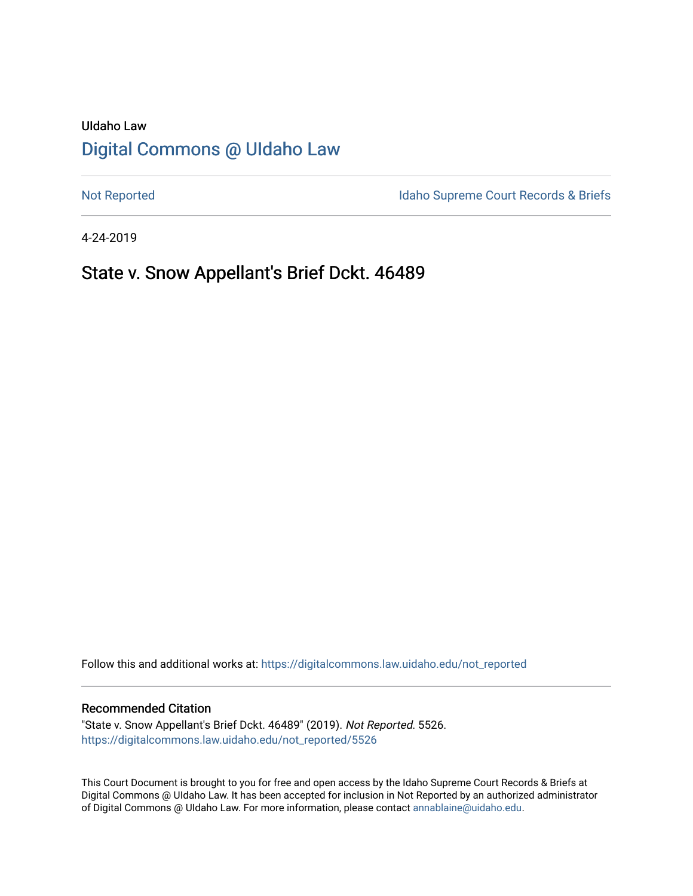UIdaho Law

# Digital Commons @ UIdaho Law

Not Reported

Idaho Supreme Court Records & Briefs

4-24-2019

## State v. Snow Appellant's Brief Dckt. 46489

Follow this and additional works at: https://digitalcommons.law.uidaho.edu/not_reported

### Recommended Citation

"State v. Snow Appellant's Brief Dckt. 46489" (2019). *Not Reported*. 5526.
https://digitalcommons.law.uidaho.edu/not_reported/5526

This Court Document is brought to you for free and open access by the Idaho Supreme Court Records & Briefs at Digital Commons @ UIdaho Law. It has been accepted for inclusion in Not Reported by an authorized administrator of Digital Commons @ UIdaho Law. For more information, please contact annablaine@uidaho.edu.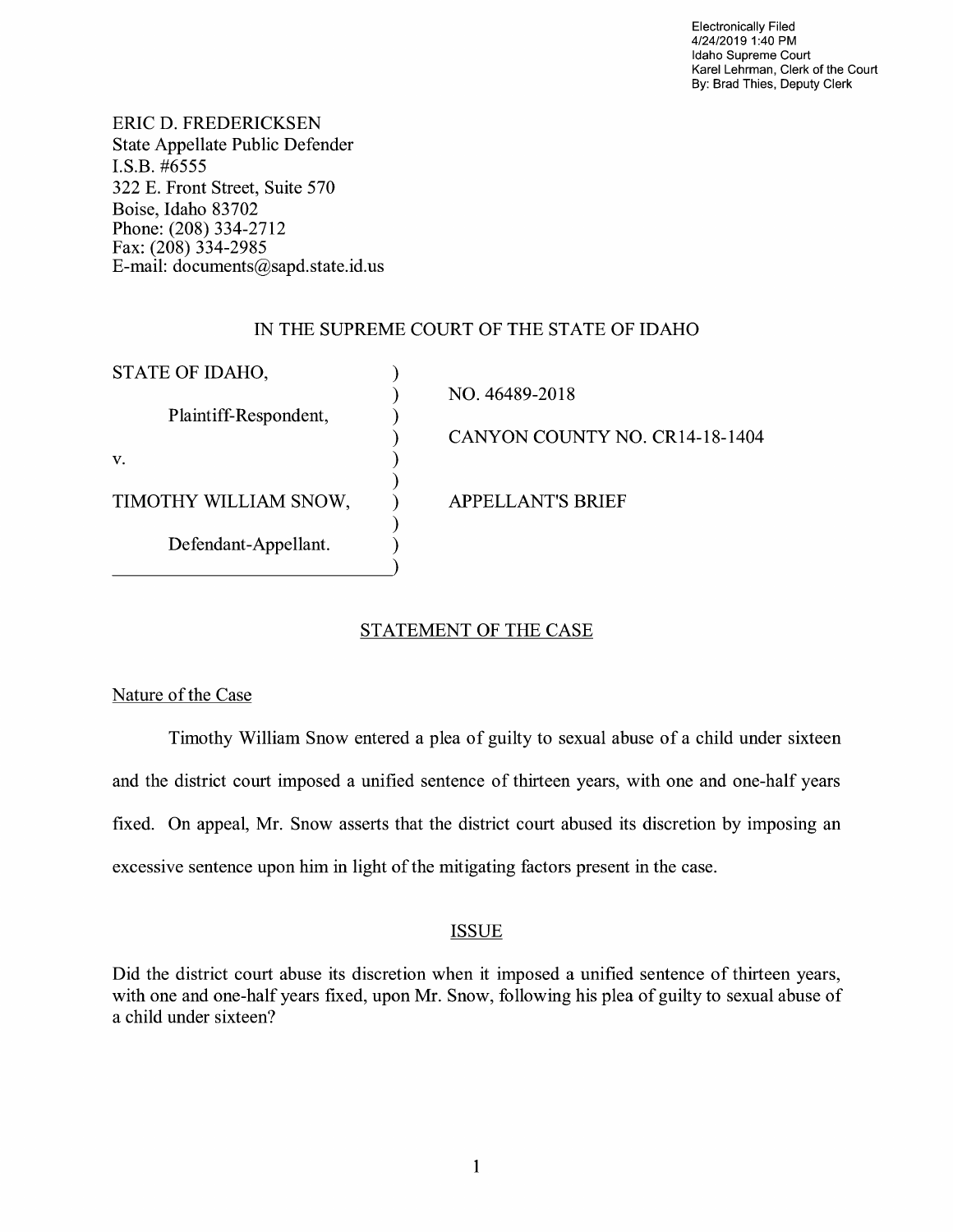Electronically Filed
4/24/2019 1:40 PM
Idaho Supreme Court
Karel Lehrman, Clerk of the Court
By: Brad Thies, Deputy Clerk

ERIC D. FREDERICKSEN
State Appellate Public Defender
I.S.B. #6555
322 E. Front Street, Suite 570
Boise, Idaho 83702
Phone: (208) 334-2712
Fax: (208) 334-2985
E-mail: documents@sapd.state.id.us

IN THE SUPREME COURT OF THE STATE OF IDAHO

| | |
|---|---|
| STATE OF IDAHO, | NO. 46489-2018 |
| Plaintiff-Respondent, | CANYON COUNTY NO. CR14-18-1404 |
| v. | |
| TIMOTHY WILLIAM SNOW, | APPELLANT'S BRIEF |
| Defendant-Appellant. | |

## STATEMENT OF THE CASE

### Nature of the Case

Timothy William Snow entered a plea of guilty to sexual abuse of a child under sixteen and the district court imposed a unified sentence of thirteen years, with one and one-half years fixed. On appeal, Mr. Snow asserts that the district court abused its discretion by imposing an excessive sentence upon him in light of the mitigating factors present in the case.

## ISSUE

Did the district court abuse its discretion when it imposed a unified sentence of thirteen years, with one and one-half years fixed, upon Mr. Snow, following his plea of guilty to sexual abuse of a child under sixteen?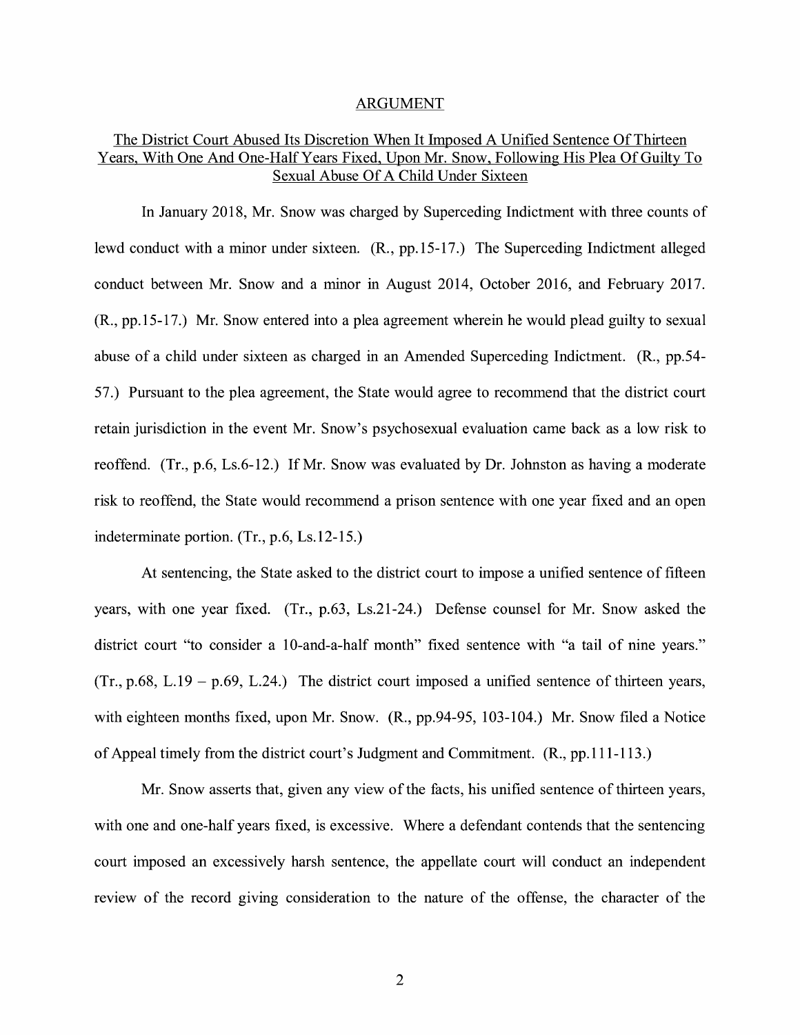# ARGUMENT

## The District Court Abused Its Discretion When It Imposed A Unified Sentence Of Thirteen Years, With One And One-Half Years Fixed, Upon Mr. Snow, Following His Plea Of Guilty To Sexual Abuse Of A Child Under Sixteen

In January 2018, Mr. Snow was charged by Superceding Indictment with three counts of lewd conduct with a minor under sixteen. (R., pp.15-17.) The Superceding Indictment alleged conduct between Mr. Snow and a minor in August 2014, October 2016, and February 2017. (R., pp.15-17.) Mr. Snow entered into a plea agreement wherein he would plead guilty to sexual abuse of a child under sixteen as charged in an Amended Superceding Indictment. (R., pp.54-57.) Pursuant to the plea agreement, the State would agree to recommend that the district court retain jurisdiction in the event Mr. Snow's psychosexual evaluation came back as a low risk to reoffend. (Tr., p.6, Ls.6-12.) If Mr. Snow was evaluated by Dr. Johnston as having a moderate risk to reoffend, the State would recommend a prison sentence with one year fixed and an open indeterminate portion. (Tr., p.6, Ls.12-15.)

At sentencing, the State asked to the district court to impose a unified sentence of fifteen years, with one year fixed. (Tr., p.63, Ls.21-24.) Defense counsel for Mr. Snow asked the district court "to consider a 10-and-a-half month" fixed sentence with "a tail of nine years." (Tr., p.68, L.19 – p.69, L.24.) The district court imposed a unified sentence of thirteen years, with eighteen months fixed, upon Mr. Snow. (R., pp.94-95, 103-104.) Mr. Snow filed a Notice of Appeal timely from the district court's Judgment and Commitment. (R., pp.111-113.)

Mr. Snow asserts that, given any view of the facts, his unified sentence of thirteen years, with one and one-half years fixed, is excessive. Where a defendant contends that the sentencing court imposed an excessively harsh sentence, the appellate court will conduct an independent review of the record giving consideration to the nature of the offense, the character of the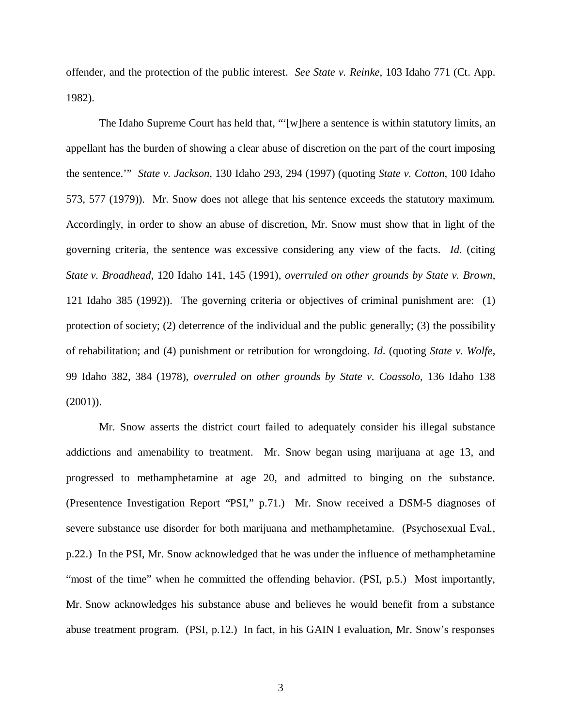offender, and the protection of the public interest. *See State v. Reinke*, 103 Idaho 771 (Ct. App. 1982).

The Idaho Supreme Court has held that, "'[w]here a sentence is within statutory limits, an appellant has the burden of showing a clear abuse of discretion on the part of the court imposing the sentence.'" *State v. Jackson*, 130 Idaho 293, 294 (1997) (quoting *State v. Cotton*, 100 Idaho 573, 577 (1979)). Mr. Snow does not allege that his sentence exceeds the statutory maximum. Accordingly, in order to show an abuse of discretion, Mr. Snow must show that in light of the governing criteria, the sentence was excessive considering any view of the facts. *Id*. (citing *State v. Broadhead*, 120 Idaho 141, 145 (1991), *overruled on other grounds by State v. Brown*, 121 Idaho 385 (1992)). The governing criteria or objectives of criminal punishment are: (1) protection of society; (2) deterrence of the individual and the public generally; (3) the possibility of rehabilitation; and (4) punishment or retribution for wrongdoing. *Id*. (quoting *State v. Wolfe*, 99 Idaho 382, 384 (1978), *overruled on other grounds by State v. Coassolo,* 136 Idaho 138 (2001)).

Mr. Snow asserts the district court failed to adequately consider his illegal substance addictions and amenability to treatment. Mr. Snow began using marijuana at age 13, and progressed to methamphetamine at age 20, and admitted to binging on the substance. (Presentence Investigation Report "PSI," p.71.) Mr. Snow received a DSM-5 diagnoses of severe substance use disorder for both marijuana and methamphetamine. (Psychosexual Eval., p.22.) In the PSI, Mr. Snow acknowledged that he was under the influence of methamphetamine "most of the time" when he committed the offending behavior. (PSI, p.5.) Most importantly, Mr. Snow acknowledges his substance abuse and believes he would benefit from a substance abuse treatment program. (PSI, p.12.) In fact, in his GAIN I evaluation, Mr. Snow's responses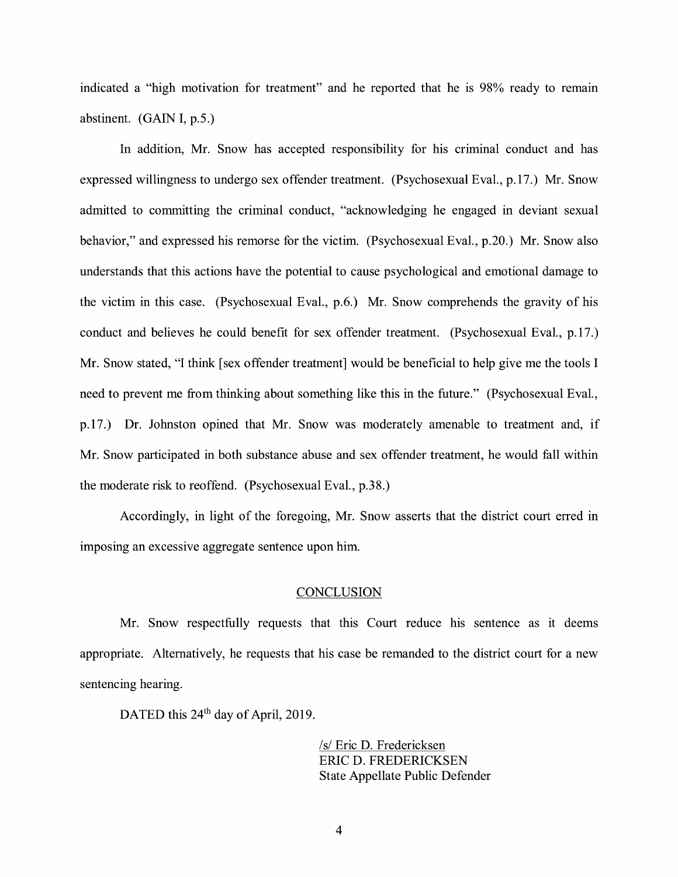indicated a "high motivation for treatment" and he reported that he is 98% ready to remain abstinent. (GAIN I, p.5.)

In addition, Mr. Snow has accepted responsibility for his criminal conduct and has expressed willingness to undergo sex offender treatment. (Psychosexual Eval., p.17.) Mr. Snow admitted to committing the criminal conduct, "acknowledging he engaged in deviant sexual behavior," and expressed his remorse for the victim. (Psychosexual Eval., p.20.) Mr. Snow also understands that this actions have the potential to cause psychological and emotional damage to the victim in this case. (Psychosexual Eval., p.6.) Mr. Snow comprehends the gravity of his conduct and believes he could benefit for sex offender treatment. (Psychosexual Eval., p.17.) Mr. Snow stated, "I think [sex offender treatment] would be beneficial to help give me the tools I need to prevent me from thinking about something like this in the future." (Psychosexual Eval., p.17.) Dr. Johnston opined that Mr. Snow was moderately amenable to treatment and, if Mr. Snow participated in both substance abuse and sex offender treatment, he would fall within the moderate risk to reoffend. (Psychosexual Eval., p.38.)

Accordingly, in light of the foregoing, Mr. Snow asserts that the district court erred in imposing an excessive aggregate sentence upon him.

## CONCLUSION

Mr. Snow respectfully requests that this Court reduce his sentence as it deems appropriate. Alternatively, he requests that his case be remanded to the district court for a new sentencing hearing.

DATED this 24th day of April, 2019.

/s/ Eric D. Fredericksen
ERIC D. FREDERICKSEN
State Appellate Public Defender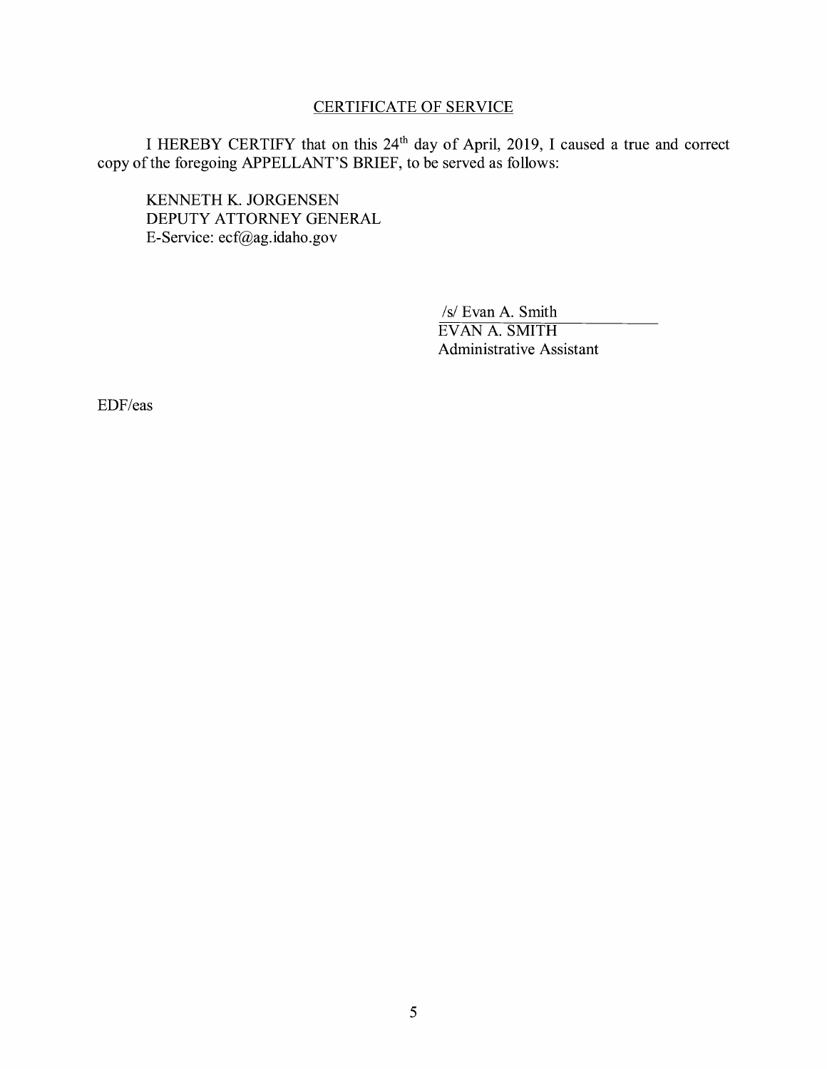## CERTIFICATE OF SERVICE

I HEREBY CERTIFY that on this 24th day of April, 2019, I caused a true and correct copy of the foregoing APPELLANT'S BRIEF, to be served as follows:

KENNETH K. JORGENSEN
DEPUTY ATTORNEY GENERAL
E-Service: ecf@ag.idaho.gov

/s/ Evan A. Smith
EVAN A. SMITH
Administrative Assistant

EDF/eas